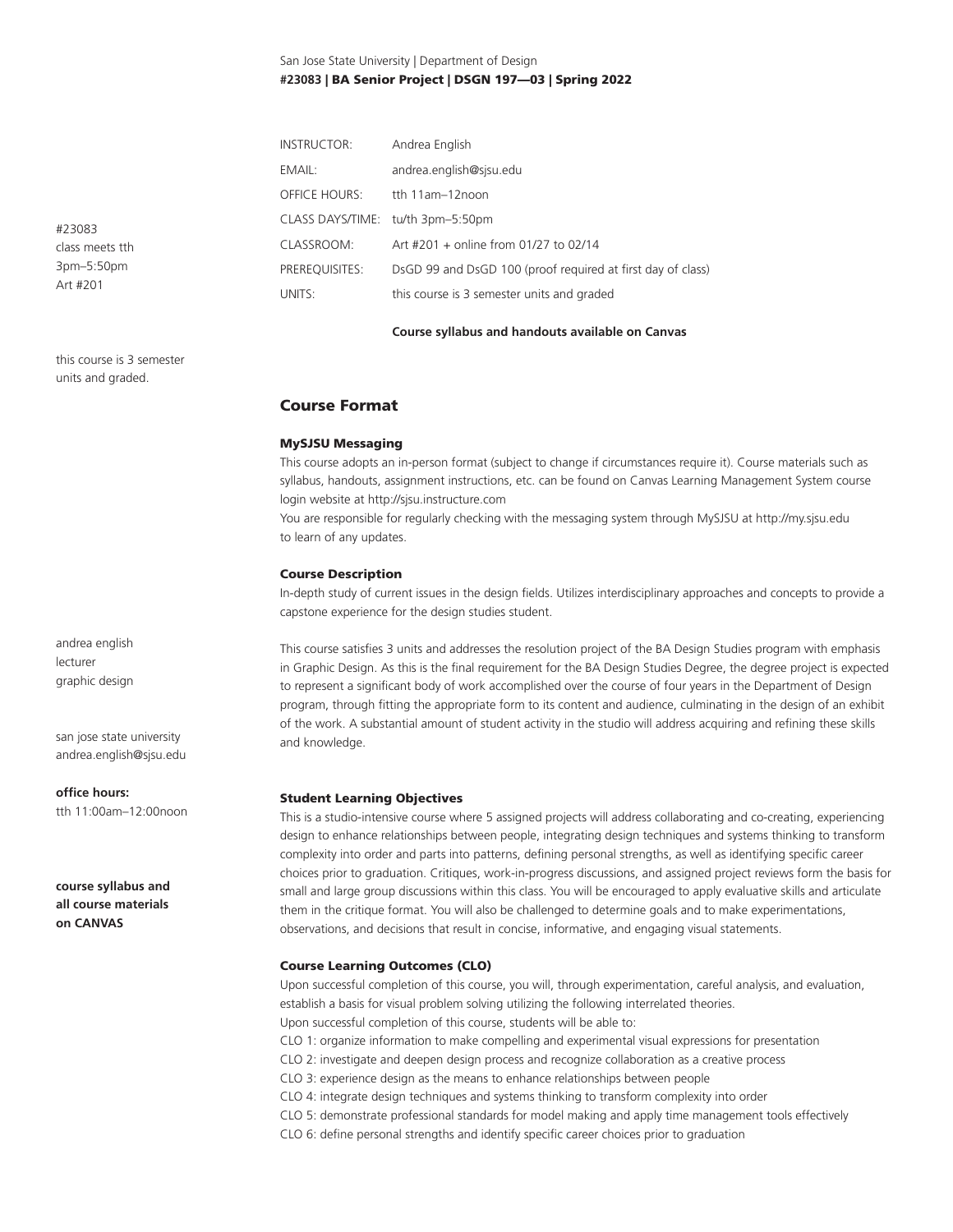San Jose State University | Department of Design
**#23083 | BA Senior Project | DSGN 197—03 | Spring 2022**

| | |
|---|---|
| INSTRUCTOR: | Andrea English |
| EMAIL: | andrea.english@sjsu.edu |
| OFFICE HOURS: | tth 11am–12noon |
| CLASS DAYS/TIME: | tu/th 3pm–5:50pm |
| CLASSROOM: | Art #201 + online from 01/27 to 02/14 |
| PREREQUISITES: | DsGD 99 and DsGD 100 (proof required at first day of class) |
| UNITS: | this course is 3 semester units and graded |

**Course syllabus and handouts available on Canvas**

#23083
class meets tth
3pm–5:50pm
Art #201

this course is 3 semester units and graded.

andrea english
lecturer
graphic design

san jose state university
andrea.english@sjsu.edu

**office hours:**
tth 11:00am–12:00noon

**course syllabus and all course materials on CANVAS**

## Course Format

### MySJSU Messaging

This course adopts an in-person format (subject to change if circumstances require it). Course materials such as syllabus, handouts, assignment instructions, etc. can be found on Canvas Learning Management System course login website at http://sjsu.instructure.com
You are responsible for regularly checking with the messaging system through MySJSU at http://my.sjsu.edu to learn of any updates.

### Course Description

In-depth study of current issues in the design fields. Utilizes interdisciplinary approaches and concepts to provide a capstone experience for the design studies student.

This course satisfies 3 units and addresses the resolution project of the BA Design Studies program with emphasis in Graphic Design. As this is the final requirement for the BA Design Studies Degree, the degree project is expected to represent a significant body of work accomplished over the course of four years in the Department of Design program, through fitting the appropriate form to its content and audience, culminating in the design of an exhibit of the work. A substantial amount of student activity in the studio will address acquiring and refining these skills and knowledge.

### Student Learning Objectives

This is a studio-intensive course where 5 assigned projects will address collaborating and co-creating, experiencing design to enhance relationships between people, integrating design techniques and systems thinking to transform complexity into order and parts into patterns, defining personal strengths, as well as identifying specific career choices prior to graduation. Critiques, work-in-progress discussions, and assigned project reviews form the basis for small and large group discussions within this class. You will be encouraged to apply evaluative skills and articulate them in the critique format. You will also be challenged to determine goals and to make experimentations, observations, and decisions that result in concise, informative, and engaging visual statements.

### Course Learning Outcomes (CLO)

Upon successful completion of this course, you will, through experimentation, careful analysis, and evaluation, establish a basis for visual problem solving utilizing the following interrelated theories.
Upon successful completion of this course, students will be able to:
CLO 1: organize information to make compelling and experimental visual expressions for presentation
CLO 2: investigate and deepen design process and recognize collaboration as a creative process
CLO 3: experience design as the means to enhance relationships between people
CLO 4: integrate design techniques and systems thinking to transform complexity into order
CLO 5: demonstrate professional standards for model making and apply time management tools effectively
CLO 6: define personal strengths and identify specific career choices prior to graduation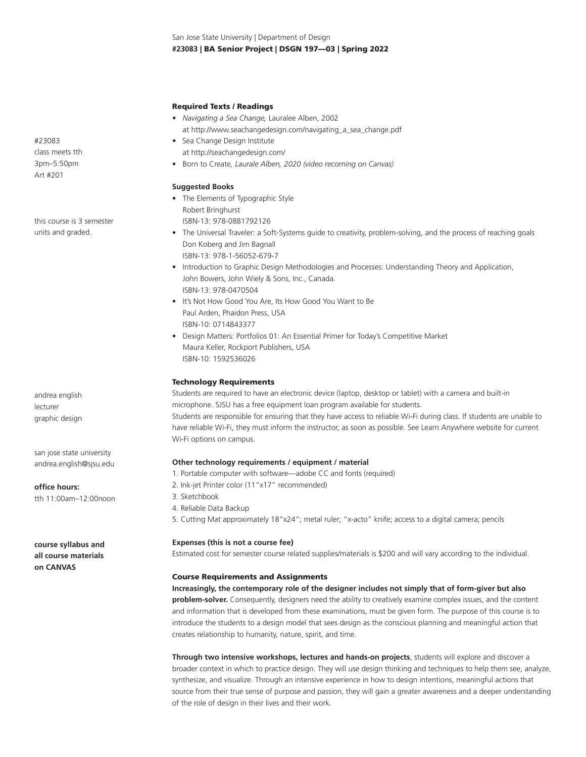#23083
class meets tth
3pm–5:50pm
Art #201

this course is 3 semester units and graded.

andrea english
lecturer
graphic design

san jose state university
andrea.english@sjsu.edu

**office hours:**
tth 11:00am–12:00noon

**course syllabus and all course materials on CANVAS**

## Required Texts / Readings

- *Navigating a Sea Change,* Lauralee Alben, 2002
  at http://www.seachangedesign.com/navigating_a_sea_change.pdf
- Sea Change Design Institute
  at http://seachangedesign.com/
- Born to Create*, Laurale Alben, 2020 (video recorning on Canvas)*

### Suggested Books

- The Elements of Typographic Style
  Robert Bringhurst
  ISBN-13: 978-0881792126
- The Universal Traveler: a Soft-Systems guide to creativity, problem-solving, and the process of reaching goals
  Don Koberg and Jim Bagnall
  ISBN-13: 978-1-56052-679-7
- Introduction to Graphic Design Methodologies and Processes: Understanding Theory and Application,
  John Bowers, John Wiely & Sons, Inc., Canada.
  ISBN-13: 978-0470504
- It's Not How Good You Are, Its How Good You Want to Be
  Paul Arden, Phaidon Press, USA
  ISBN-10: 0714843377
- Design Matters: Portfolios 01: An Essential Primer for Today's Competitive Market
  Maura Keller, Rockport Publishers, USA
  ISBN-10: 1592536026

## Technology Requirements

Students are required to have an electronic device (laptop, desktop or tablet) with a camera and built-in microphone. SJSU has a free equipment loan program available for students.
Students are responsible for ensuring that they have access to reliable Wi-Fi during class. If students are unable to have reliable Wi-Fi, they must inform the instructor, as soon as possible. See Learn Anywhere website for current Wi-Fi options on campus.

### Other technology requirements / equipment / material

1. Portable computer with software—adobe CC and fonts (required)
2. Ink-jet Printer color (11"x17" recommended)
3. Sketchbook
4. Reliable Data Backup
5. Cutting Mat approximately 18"x24"; metal ruler; "x-acto" knife; access to a digital camera; pencils

### Expenses (this is not a course fee)

Estimated cost for semester course related supplies/materials is $200 and will vary according to the individual.

## Course Requirements and Assignments

**Increasingly, the contemporary role of the designer includes not simply that of form-giver but also problem-solver.** Consequently, designers need the ability to creatively examine complex issues, and the content and information that is developed from these examinations, must be given form. The purpose of this course is to introduce the students to a design model that sees design as the conscious planning and meaningful action that creates relationship to humanity, nature, spirit, and time.

**Through two intensive workshops, lectures and hands-on projects**, students will explore and discover a broader context in which to practice design. They will use design thinking and techniques to help them see, analyze, synthesize, and visualize. Through an intensive experience in how to design intentions, meaningful actions that source from their true sense of purpose and passion, they will gain a greater awareness and a deeper understanding of the role of design in their lives and their work.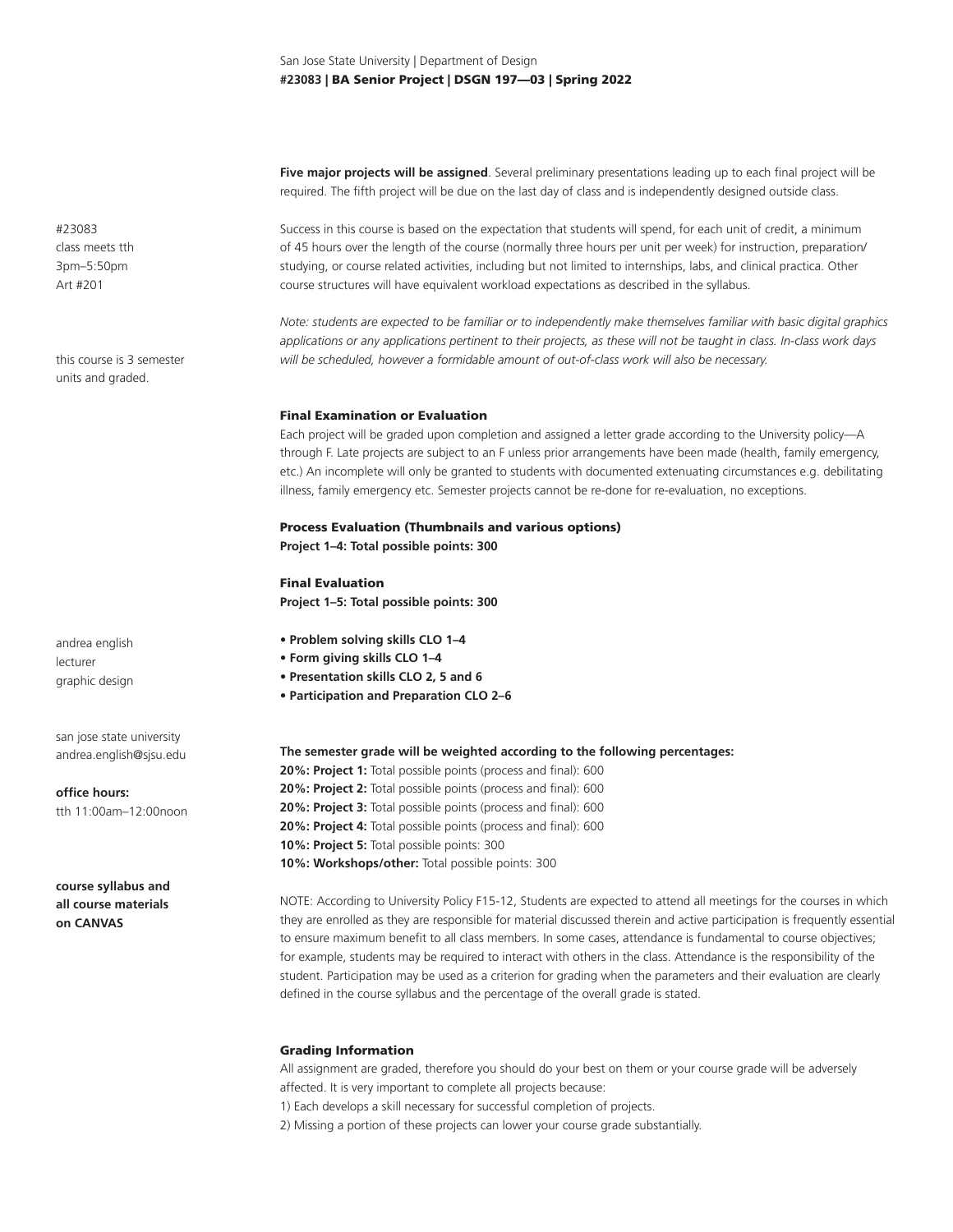**Five major projects will be assigned**. Several preliminary presentations leading up to each final project will be required. The fifth project will be due on the last day of class and is independently designed outside class.

#23083
class meets tth
3pm–5:50pm
Art #201

Success in this course is based on the expectation that students will spend, for each unit of credit, a minimum of 45 hours over the length of the course (normally three hours per unit per week) for instruction, preparation/studying, or course related activities, including but not limited to internships, labs, and clinical practica. Other course structures will have equivalent workload expectations as described in the syllabus.

this course is 3 semester units and graded.

*Note: students are expected to be familiar or to independently make themselves familiar with basic digital graphics applications or any applications pertinent to their projects, as these will not be taught in class. In-class work days will be scheduled, however a formidable amount of out-of-class work will also be necessary.*

### Final Examination or Evaluation

Each project will be graded upon completion and assigned a letter grade according to the University policy—A through F. Late projects are subject to an F unless prior arrangements have been made (health, family emergency, etc.) An incomplete will only be granted to students with documented extenuating circumstances e.g. debilitating illness, family emergency etc. Semester projects cannot be re-done for re-evaluation, no exceptions.

### Process Evaluation (Thumbnails and various options)

**Project 1–4: Total possible points: 300**

### Final Evaluation

**Project 1–5: Total possible points: 300**

andrea english
lecturer
graphic design

- **Problem solving skills CLO 1–4**
- **Form giving skills CLO 1–4**
- **Presentation skills CLO 2, 5 and 6**
- **Participation and Preparation CLO 2–6**

san jose state university
andrea.english@sjsu.edu

**office hours:**
tth 11:00am–12:00noon

**course syllabus and all course materials on CANVAS**

**The semester grade will be weighted according to the following percentages:**

**20%: Project 1:** Total possible points (process and final): 600
**20%: Project 2:** Total possible points (process and final): 600
**20%: Project 3:** Total possible points (process and final): 600
**20%: Project 4:** Total possible points (process and final): 600
**10%: Project 5:** Total possible points: 300
**10%: Workshops/other:** Total possible points: 300

NOTE: According to University Policy F15-12, Students are expected to attend all meetings for the courses in which they are enrolled as they are responsible for material discussed therein and active participation is frequently essential to ensure maximum benefit to all class members. In some cases, attendance is fundamental to course objectives; for example, students may be required to interact with others in the class. Attendance is the responsibility of the student. Participation may be used as a criterion for grading when the parameters and their evaluation are clearly defined in the course syllabus and the percentage of the overall grade is stated.

### Grading Information

All assignment are graded, therefore you should do your best on them or your course grade will be adversely affected. It is very important to complete all projects because:

1) Each develops a skill necessary for successful completion of projects.
2) Missing a portion of these projects can lower your course grade substantially.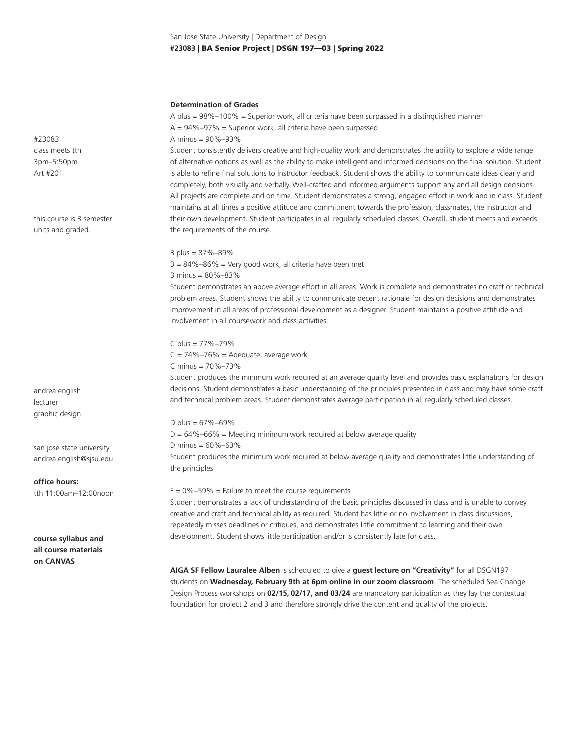#23083
class meets tth
3pm–5:50pm
Art #201

this course is 3 semester units and graded.

andrea english
lecturer
graphic design

san jose state university
andrea.english@sjsu.edu

**office hours:**
tth 11:00am–12:00noon

**course syllabus and all course materials on CANVAS**

**Determination of Grades**

A plus = 98%–100% = Superior work, all criteria have been surpassed in a distinguished manner
A = 94%–97% = Superior work, all criteria have been surpassed
A minus = 90%–93%
Student consistently delivers creative and high-quality work and demonstrates the ability to explore a wide range of alternative options as well as the ability to make intelligent and informed decisions on the final solution. Student is able to refine final solutions to instructor feedback. Student shows the ability to communicate ideas clearly and completely, both visually and verbally. Well-crafted and informed arguments support any and all design decisions. All projects are complete and on time. Student demonstrates a strong, engaged effort in work and in class. Student maintains at all times a positive attitude and commitment towards the profession, classmates, the instructor and their own development. Student participates in all regularly scheduled classes. Overall, student meets and exceeds the requirements of the course.

B plus = 87%–89%
B = 84%–86% = Very good work, all criteria have been met
B minus = 80%–83%
Student demonstrates an above average effort in all areas. Work is complete and demonstrates no craft or technical problem areas. Student shows the ability to communicate decent rationale for design decisions and demonstrates improvement in all areas of professional development as a designer. Student maintains a positive attitude and involvement in all coursework and class activities.

C plus = 77%–79%
C = 74%–76% = Adequate, average work
C minus = 70%–73%
Student produces the minimum work required at an average quality level and provides basic explanations for design decisions. Student demonstrates a basic understanding of the principles presented in class and may have some craft and technical problem areas. Student demonstrates average participation in all regularly scheduled classes.

D plus = 67%–69%
D = 64%–66% = Meeting minimum work required at below average quality
D minus = 60%–63%
Student produces the minimum work required at below average quality and demonstrates little understanding of the principles

F = 0%–59% = Failure to meet the course requirements
Student demonstrates a lack of understanding of the basic principles discussed in class and is unable to convey creative and craft and technical ability as required. Student has little or no involvement in class discussions, repeatedly misses deadlines or critiques, and demonstrates little commitment to learning and their own development. Student shows little participation and/or is consistently late for class.

**AIGA SF Fellow Lauralee Alben** is scheduled to give a **guest lecture on "Creativity"** for all DSGN197 students on **Wednesday, February 9th at 6pm online in our zoom classroom**. The scheduled Sea Change Design Process workshops on **02/15, 02/17, and 03/24** are mandatory participation as they lay the contextual foundation for project 2 and 3 and therefore strongly drive the content and quality of the projects.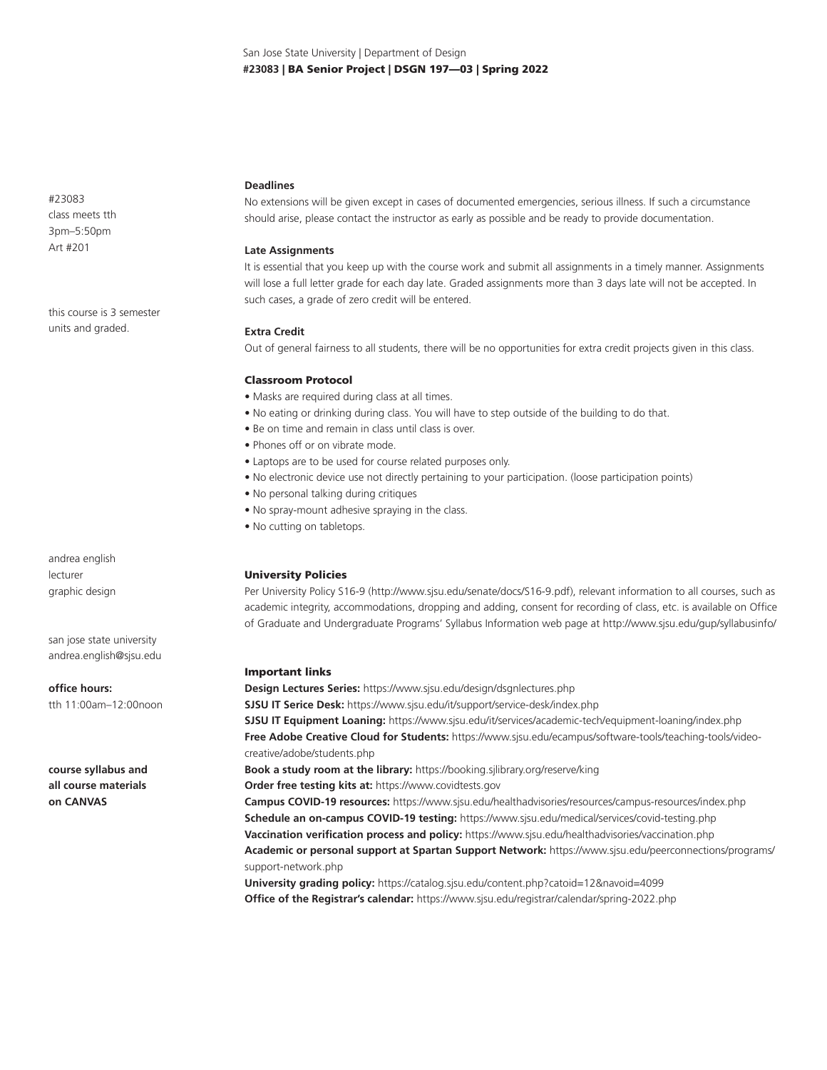#23083
class meets tth
3pm–5:50pm
Art #201

this course is 3 semester units and graded.

andrea english
lecturer
graphic design

san jose state university
andrea.english@sjsu.edu

**office hours:**
tth 11:00am–12:00noon

**course syllabus and all course materials on CANVAS**

**Deadlines**

No extensions will be given except in cases of documented emergencies, serious illness. If such a circumstance should arise, please contact the instructor as early as possible and be ready to provide documentation.

**Late Assignments**

It is essential that you keep up with the course work and submit all assignments in a timely manner. Assignments will lose a full letter grade for each day late. Graded assignments more than 3 days late will not be accepted. In such cases, a grade of zero credit will be entered.

**Extra Credit**

Out of general fairness to all students, there will be no opportunities for extra credit projects given in this class.

## Classroom Protocol

- Masks are required during class at all times.
- No eating or drinking during class. You will have to step outside of the building to do that.
- Be on time and remain in class until class is over.
- Phones off or on vibrate mode.
- Laptops are to be used for course related purposes only.
- No electronic device use not directly pertaining to your participation. (loose participation points)
- No personal talking during critiques
- No spray-mount adhesive spraying in the class.
- No cutting on tabletops.

## University Policies

Per University Policy S16-9 (http://www.sjsu.edu/senate/docs/S16-9.pdf), relevant information to all courses, such as academic integrity, accommodations, dropping and adding, consent for recording of class, etc. is available on Office of Graduate and Undergraduate Programs' Syllabus Information web page at http://www.sjsu.edu/gup/syllabusinfo/

## Important links

**Design Lectures Series:** https://www.sjsu.edu/design/dsgnlectures.php
**SJSU IT Serice Desk:** https://www.sjsu.edu/it/support/service-desk/index.php
**SJSU IT Equipment Loaning:** https://www.sjsu.edu/it/services/academic-tech/equipment-loaning/index.php
**Free Adobe Creative Cloud for Students:** https://www.sjsu.edu/ecampus/software-tools/teaching-tools/video-creative/adobe/students.php
**Book a study room at the library:** https://booking.sjlibrary.org/reserve/king
**Order free testing kits at:** https://www.covidtests.gov
**Campus COVID-19 resources:** https://www.sjsu.edu/healthadvisories/resources/campus-resources/index.php
**Schedule an on-campus COVID-19 testing:** https://www.sjsu.edu/medical/services/covid-testing.php
**Vaccination verification process and policy:** https://www.sjsu.edu/healthadvisories/vaccination.php
**Academic or personal support at Spartan Support Network:** https://www.sjsu.edu/peerconnections/programs/support-network.php
**University grading policy:** https://catalog.sjsu.edu/content.php?catoid=12&navoid=4099
**Office of the Registrar's calendar:** https://www.sjsu.edu/registrar/calendar/spring-2022.php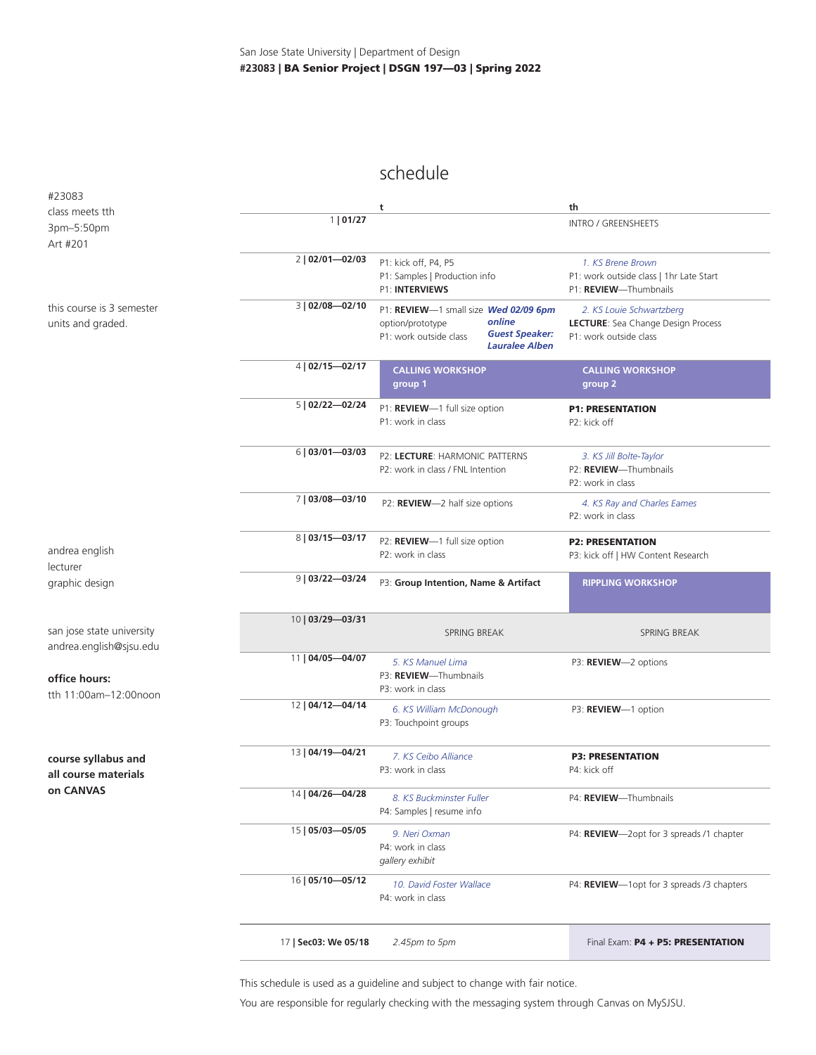San Jose State University | Department of Design
**#23083 | BA Senior Project | DSGN 197—03 | Spring 2022**

#23083
class meets tth
3pm–5:50pm
Art #201

this course is 3 semester units and graded.

andrea english
lecturer
graphic design

san jose state university
andrea.english@sjsu.edu

**office hours:**
tth 11:00am–12:00noon

**course syllabus and all course materials on CANVAS**

# schedule

| | t | th |
|---|---|---|
| 1 \| **01/27** | | INTRO / GREENSHEETS |
| 2 \| **02/01—02/03** | P1: kick off, P4, P5<br>P1: Samples \| Production info<br>P1: **INTERVIEWS** | *1. KS Brene Brown*<br>P1: work outside class \| 1hr Late Start<br>P1: **REVIEW**—Thumbnails |
| 3 \| **02/08—02/10** | P1: **REVIEW**—1 small size option/prototype<br>P1: work outside class<br>***Wed 02/09 6pm online Guest Speaker: Lauralee Alben*** | *2. KS Louie Schwartzberg*<br>**LECTURE**: Sea Change Design Process<br>P1: work outside class |
| 4 \| **02/15—02/17** | **CALLING WORKSHOP group 1** | **CALLING WORKSHOP group 2** |
| 5 \| **02/22—02/24** | P1: **REVIEW**—1 full size option<br>P1: work in class | **P1: PRESENTATION**<br>P2: kick off |
| 6 \| **03/01—03/03** | P2: **LECTURE**: HARMONIC PATTERNS<br>P2: work in class / FNL Intention | *3. KS Jill Bolte-Taylor*<br>P2: **REVIEW**—Thumbnails<br>P2: work in class |
| 7 \| **03/08—03/10** | P2: **REVIEW**—2 half size options | *4. KS Ray and Charles Eames*<br>P2: work in class |
| 8 \| **03/15—03/17** | P2: **REVIEW**—1 full size option<br>P2: work in class | **P2: PRESENTATION**<br>P3: kick off \| HW Content Research |
| 9 \| **03/22—03/24** | P3: **Group Intention, Name & Artifact** | **RIPPLING WORKSHOP** |
| 10 \| **03/29—03/31** | SPRING BREAK | SPRING BREAK |
| 11 \| **04/05—04/07** | *5. KS Manuel Lima*<br>P3: **REVIEW**—Thumbnails<br>P3: work in class | P3: **REVIEW**—2 options |
| 12 \| **04/12—04/14** | *6. KS William McDonough*<br>P3: Touchpoint groups | P3: **REVIEW**—1 option |
| 13 \| **04/19—04/21** | *7. KS Ceibo Alliance*<br>P3: work in class | **P3: PRESENTATION**<br>P4: kick off |
| 14 \| **04/26—04/28** | *8. KS Buckminster Fuller*<br>P4: Samples \| resume info | P4: **REVIEW**—Thumbnails |
| 15 \| **05/03—05/05** | *9. Neri Oxman*<br>P4: work in class<br>*gallery exhibit* | P4: **REVIEW**—2opt for 3 spreads /1 chapter |
| 16 \| **05/10—05/12** | *10. David Foster Wallace*<br>P4: work in class | P4: **REVIEW**—1opt for 3 spreads /3 chapters |
| 17 \| **Sec03: We 05/18** | *2.45pm to 5pm* | Final Exam: **P4 + P5: PRESENTATION** |

This schedule is used as a guideline and subject to change with fair notice.

You are responsible for regularly checking with the messaging system through Canvas on MySJSU.